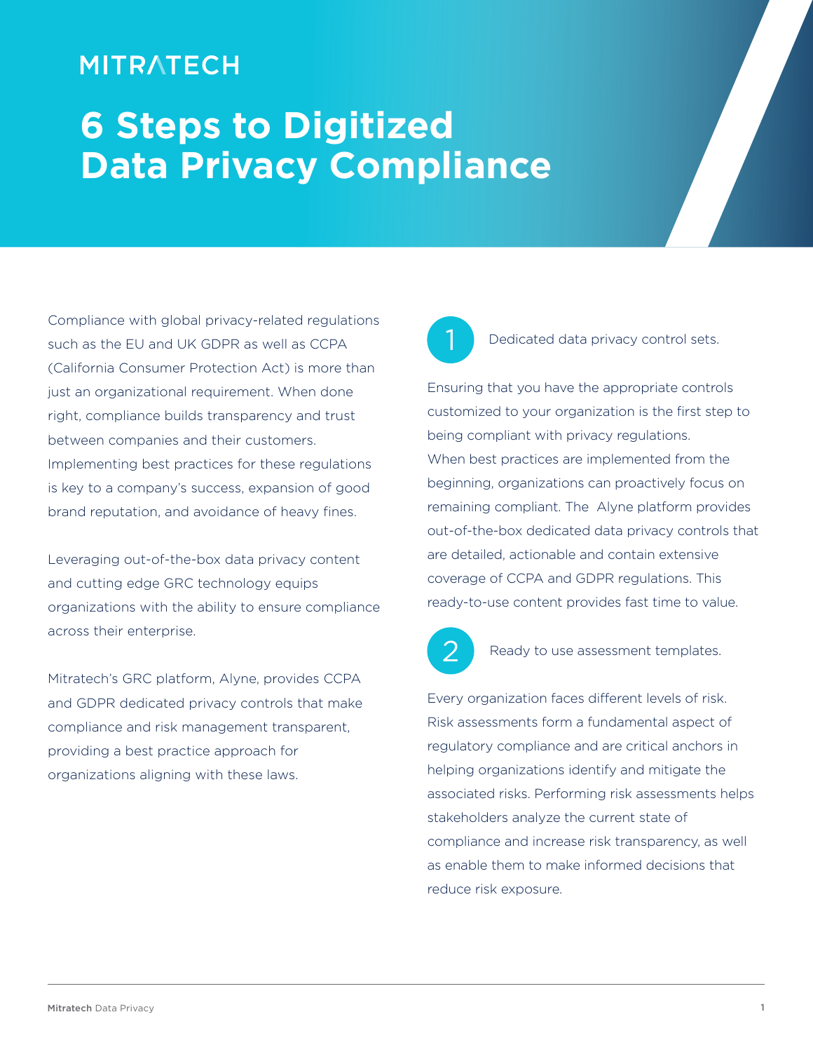MITRATECH

# 6 Steps to Digitized Data Privacy Compliance

Compliance with global privacy-related regulations such as the EU and UK GDPR as well as CCPA (California Consumer Protection Act) is more than just an organizational requirement. When done right, compliance builds transparency and trust between companies and their customers. Implementing best practices for these regulations is key to a company's success, expansion of good brand reputation, and avoidance of heavy fines.

Leveraging out-of-the-box data privacy content and cutting edge GRC technology equips organizations with the ability to ensure compliance across their enterprise.

Mitratech's GRC platform, Alyne, provides CCPA and GDPR dedicated privacy controls that make compliance and risk management transparent, providing a best practice approach for organizations aligning with these laws.

## 1 Dedicated data privacy control sets.

Ensuring that you have the appropriate controls customized to your organization is the first step to being compliant with privacy regulations. When best practices are implemented from the beginning, organizations can proactively focus on remaining compliant. The Alyne platform provides out-of-the-box dedicated data privacy controls that are detailed, actionable and contain extensive coverage of CCPA and GDPR regulations. This ready-to-use content provides fast time to value.

## 2 Ready to use assessment templates.

Every organization faces different levels of risk. Risk assessments form a fundamental aspect of regulatory compliance and are critical anchors in helping organizations identify and mitigate the associated risks. Performing risk assessments helps stakeholders analyze the current state of compliance and increase risk transparency, as well as enable them to make informed decisions that reduce risk exposure.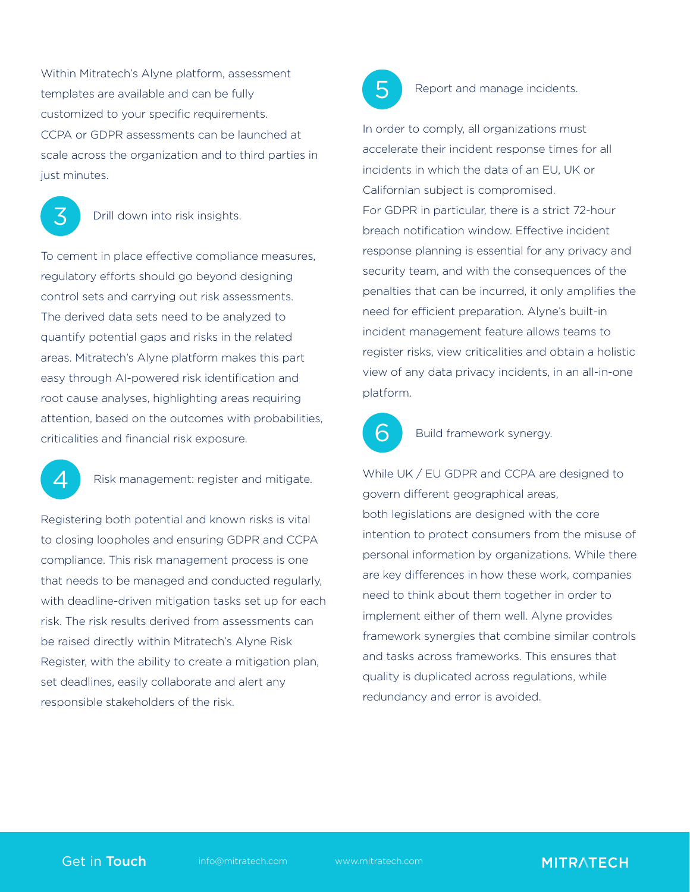Within Mitratech's Alyne platform, assessment templates are available and can be fully customized to your specific requirements. CCPA or GDPR assessments can be launched at scale across the organization and to third parties in just minutes.

## 3 Drill down into risk insights.

To cement in place effective compliance measures, regulatory efforts should go beyond designing control sets and carrying out risk assessments. The derived data sets need to be analyzed to quantify potential gaps and risks in the related areas. Mitratech's Alyne platform makes this part easy through AI-powered risk identification and root cause analyses, highlighting areas requiring attention, based on the outcomes with probabilities, criticalities and financial risk exposure.

## 4 Risk management: register and mitigate.

Registering both potential and known risks is vital to closing loopholes and ensuring GDPR and CCPA compliance. This risk management process is one that needs to be managed and conducted regularly, with deadline-driven mitigation tasks set up for each risk. The risk results derived from assessments can be raised directly within Mitratech's Alyne Risk Register, with the ability to create a mitigation plan, set deadlines, easily collaborate and alert any responsible stakeholders of the risk.

## 5 Report and manage incidents.

In order to comply, all organizations must accelerate their incident response times for all incidents in which the data of an EU, UK or Californian subject is compromised. For GDPR in particular, there is a strict 72-hour breach notification window. Effective incident response planning is essential for any privacy and security team, and with the consequences of the penalties that can be incurred, it only amplifies the need for efficient preparation. Alyne's built-in incident management feature allows teams to register risks, view criticalities and obtain a holistic view of any data privacy incidents, in an all-in-one platform.

## 6 Build framework synergy.

While UK / EU GDPR and CCPA are designed to govern different geographical areas, both legislations are designed with the core intention to protect consumers from the misuse of personal information by organizations. While there are key differences in how these work, companies need to think about them together in order to implement either of them well. Alyne provides framework synergies that combine similar controls and tasks across frameworks. This ensures that quality is duplicated across regulations, while redundancy and error is avoided.

Get in **Touch** info@mitratech.com www.mitratech.com MITRATECH